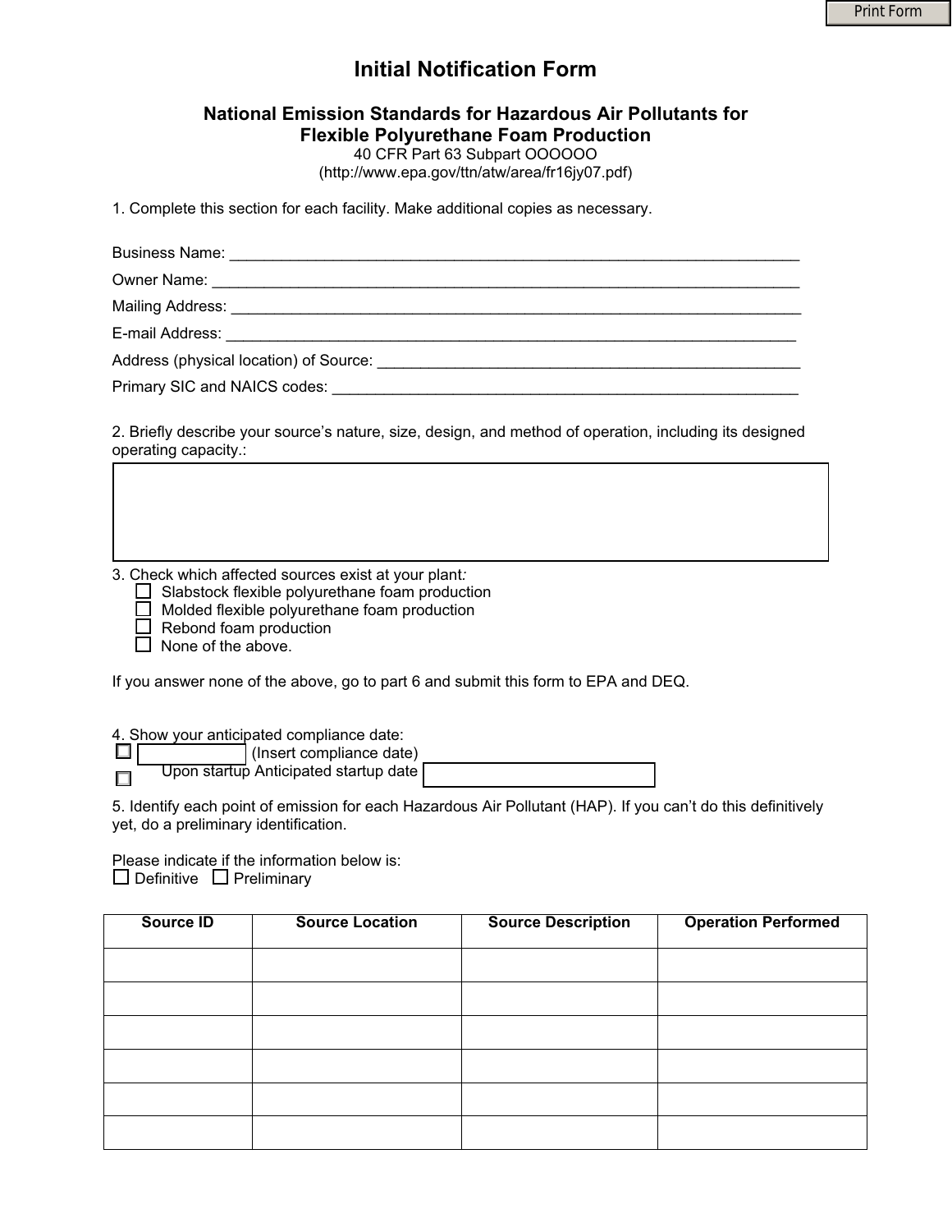# Initial Notification Form

## National Emission Standards for Hazardous Air Pollutants for Flexible Polyurethane Foam Production

40 CFR Part 63 Subpart OOOOOO
(http://www.epa.gov/ttn/atw/area/fr16jy07.pdf)

1. Complete this section for each facility. Make additional copies as necessary.

Business Name: ___________________________________________________________________

Owner Name: _____________________________________________________________________

Mailing Address: __________________________________________________________________

E-mail Address: ___________________________________________________________________

Address (physical location) of Source: ________________________________________________

Primary SIC and NAICS codes: _____________________________________________________

2. Briefly describe your source's nature, size, design, and method of operation, including its designed operating capacity.:

3. Check which affected sources exist at your plant*:*

- ☐ Slabstock flexible polyurethane foam production
- ☐ Molded flexible polyurethane foam production
- ☐ Rebond foam production
- ☐ None of the above.

If you answer none of the above, go to part 6 and submit this form to EPA and DEQ.

4. Show your anticipated compliance date:

☐ ____________ (Insert compliance date)

☐ Upon startup Anticipated startup date ____________

5. Identify each point of emission for each Hazardous Air Pollutant (HAP). If you can't do this definitively yet, do a preliminary identification.

Please indicate if the information below is:

☐ Definitive ☐ Preliminary

| Source ID | Source Location | Source Description | Operation Performed |
|---|---|---|---|
| | | | |
| | | | |
| | | | |
| | | | |
| | | | |
| | | | |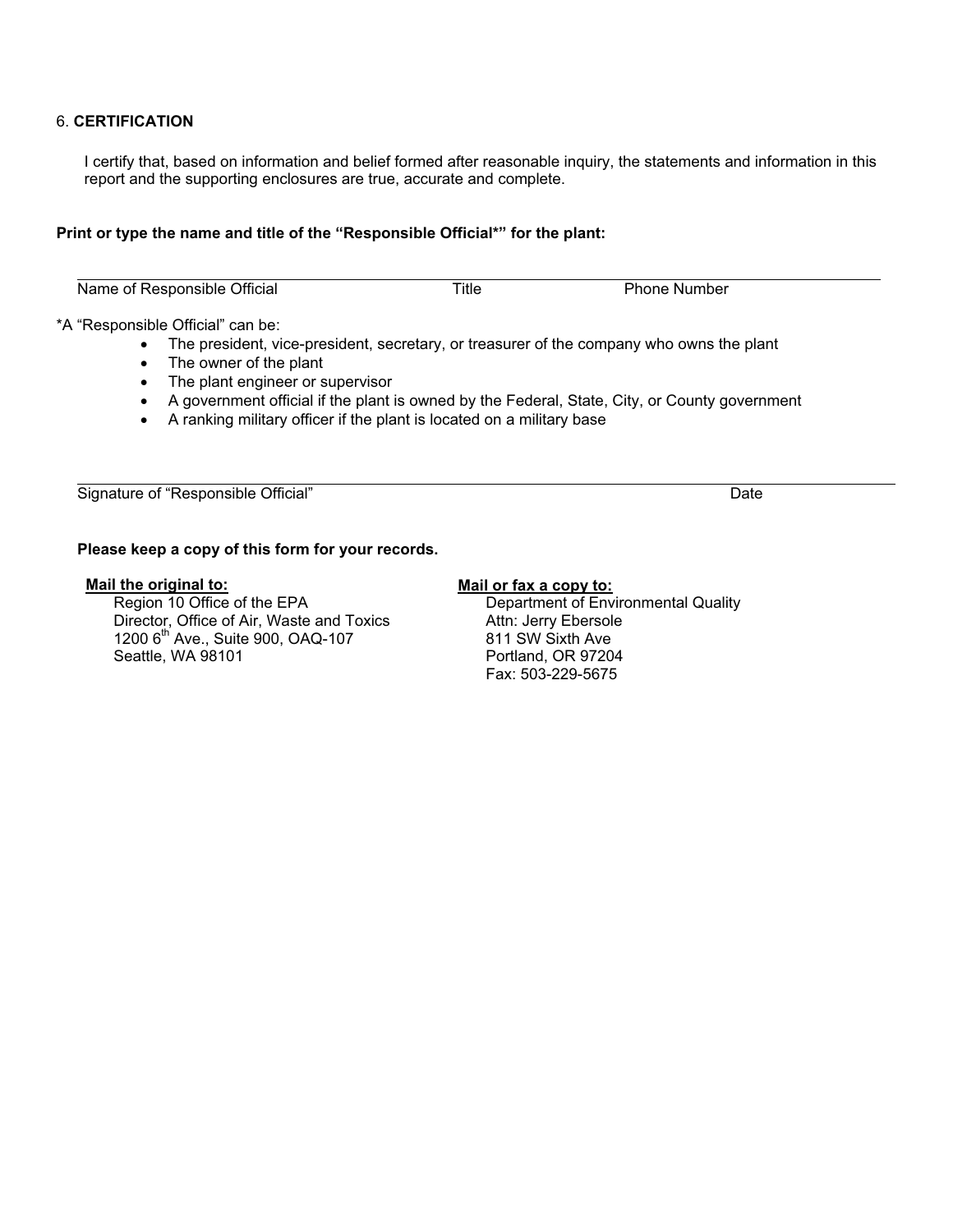6. **CERTIFICATION**

I certify that, based on information and belief formed after reasonable inquiry, the statements and information in this report and the supporting enclosures are true, accurate and complete.

**Print or type the name and title of the "Responsible Official*" for the plant:**

| Name of Responsible Official | Title | Phone Number |
|---|---|---|
| | | |

*A "Responsible Official" can be:

- The president, vice-president, secretary, or treasurer of the company who owns the plant
- The owner of the plant
- The plant engineer or supervisor
- A government official if the plant is owned by the Federal, State, City, or County government
- A ranking military officer if the plant is located on a military base

| Signature of "Responsible Official" | Date |
|---|---|
| | |

**Please keep a copy of this form for your records.**

**Mail the original to:**
Region 10 Office of the EPA
Director, Office of Air, Waste and Toxics
1200 6th Ave., Suite 900, OAQ-107
Seattle, WA 98101

**Mail or fax a copy to:**
Department of Environmental Quality
Attn: Jerry Ebersole
811 SW Sixth Ave
Portland, OR 97204
Fax: 503-229-5675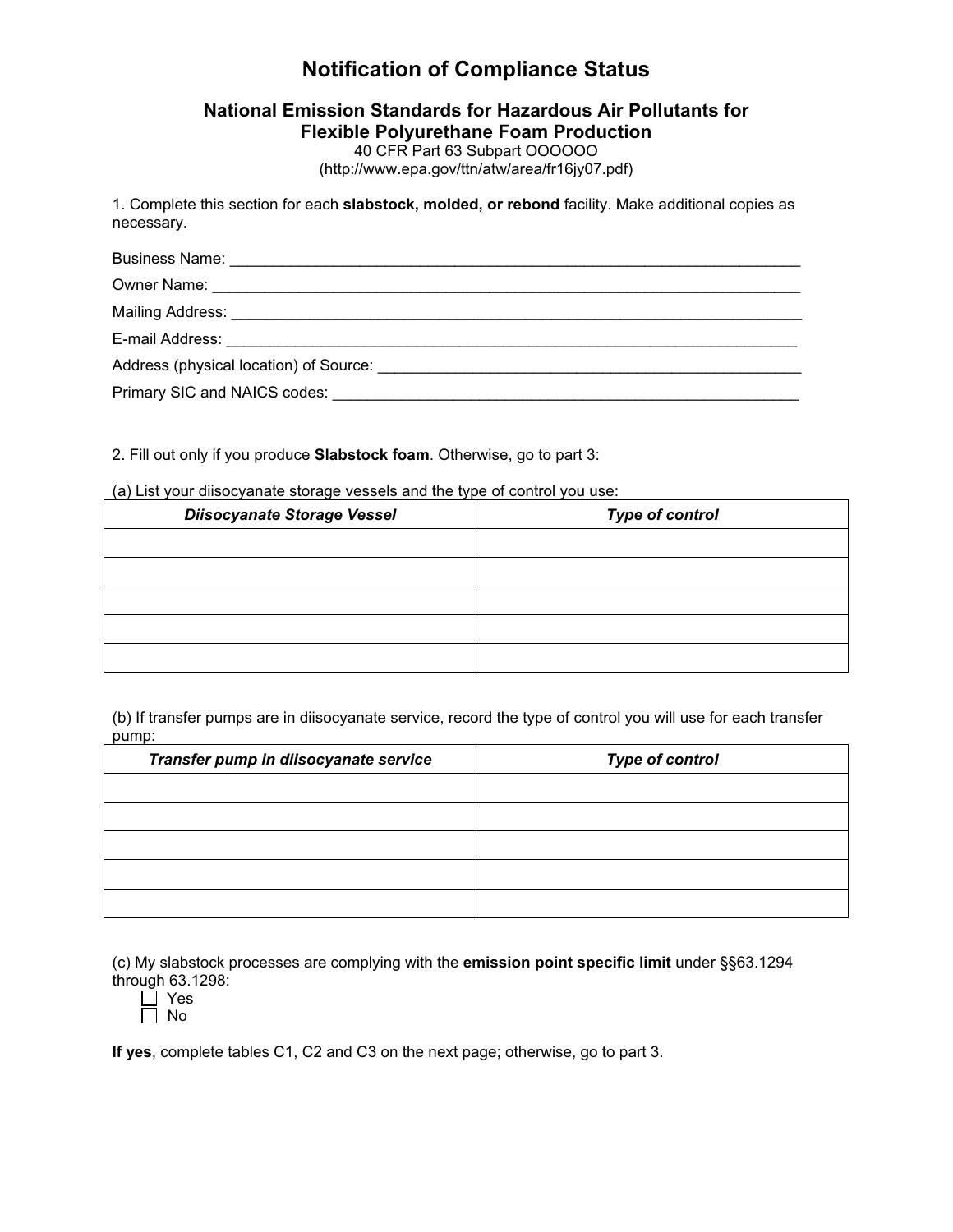# Notification of Compliance Status

## National Emission Standards for Hazardous Air Pollutants for Flexible Polyurethane Foam Production

40 CFR Part 63 Subpart OOOOOO
(http://www.epa.gov/ttn/atw/area/fr16jy07.pdf)

1. Complete this section for each **slabstock, molded, or rebond** facility. Make additional copies as necessary.

Business Name: ______________________________________________________________________

Owner Name: ______________________________________________________________________

Mailing Address: ______________________________________________________________________

E-mail Address: ______________________________________________________________________

Address (physical location) of Source: ___________________________________________________

Primary SIC and NAICS codes: _________________________________________________________

2. Fill out only if you produce **Slabstock foam**. Otherwise, go to part 3:

(a) List your diisocyanate storage vessels and the type of control you use:

| *Diisocyanate Storage Vessel* | *Type of control* |
|---|---|
| | |
| | |
| | |
| | |
| | |

(b) If transfer pumps are in diisocyanate service, record the type of control you will use for each transfer pump:

| *Transfer pump in diisocyanate service* | *Type of control* |
|---|---|
| | |
| | |
| | |
| | |
| | |

(c) My slabstock processes are complying with the **emission point specific limit** under §§63.1294 through 63.1298:

☐ Yes
☐ No

**If yes**, complete tables C1, C2 and C3 on the next page; otherwise, go to part 3.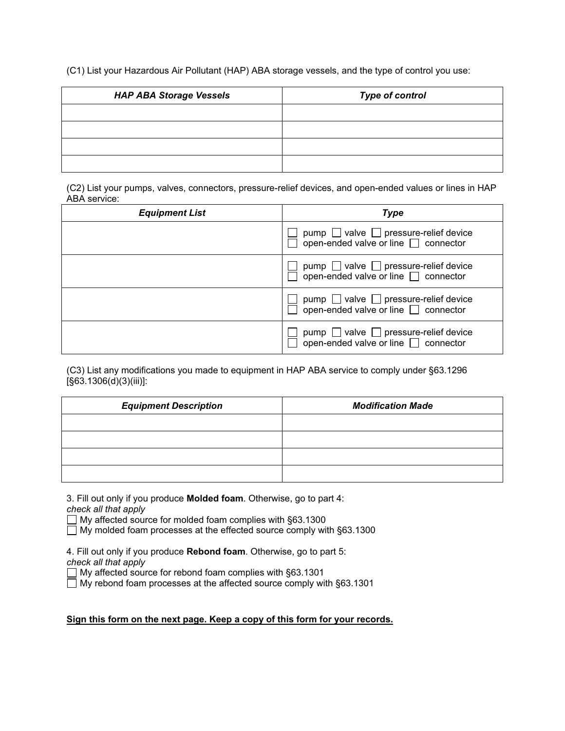(C1) List your Hazardous Air Pollutant (HAP) ABA storage vessels, and the type of control you use:

| ***HAP ABA Storage Vessels*** | ***Type of control*** |
|---|---|
| | |
| | |
| | |
| | |

(C2) List your pumps, valves, connectors, pressure-relief devices, and open-ended values or lines in HAP ABA service:

| ***Equipment List*** | ***Type*** |
|---|---|
| | ☐ pump ☐ valve ☐ pressure-relief device ☐ open-ended valve or line ☐ connector |
| | ☐ pump ☐ valve ☐ pressure-relief device ☐ open-ended valve or line ☐ connector |
| | ☐ pump ☐ valve ☐ pressure-relief device ☐ open-ended valve or line ☐ connector |
| | ☐ pump ☐ valve ☐ pressure-relief device ☐ open-ended valve or line ☐ connector |

(C3) List any modifications you made to equipment in HAP ABA service to comply under §63.1296 [§63.1306(d)(3)(iii)]:

| ***Equipment Description*** | ***Modification Made*** |
|---|---|
| | |
| | |
| | |
| | |

3. Fill out only if you produce **Molded foam**. Otherwise, go to part 4:
*check all that apply*
☐ My affected source for molded foam complies with §63.1300
☐ My molded foam processes at the effected source comply with §63.1300

4. Fill out only if you produce **Rebond foam**. Otherwise, go to part 5:
*check all that apply*
☐ My affected source for rebond foam complies with §63.1301
☐ My rebond foam processes at the affected source comply with §63.1301

**Sign this form on the next page. Keep a copy of this form for your records.**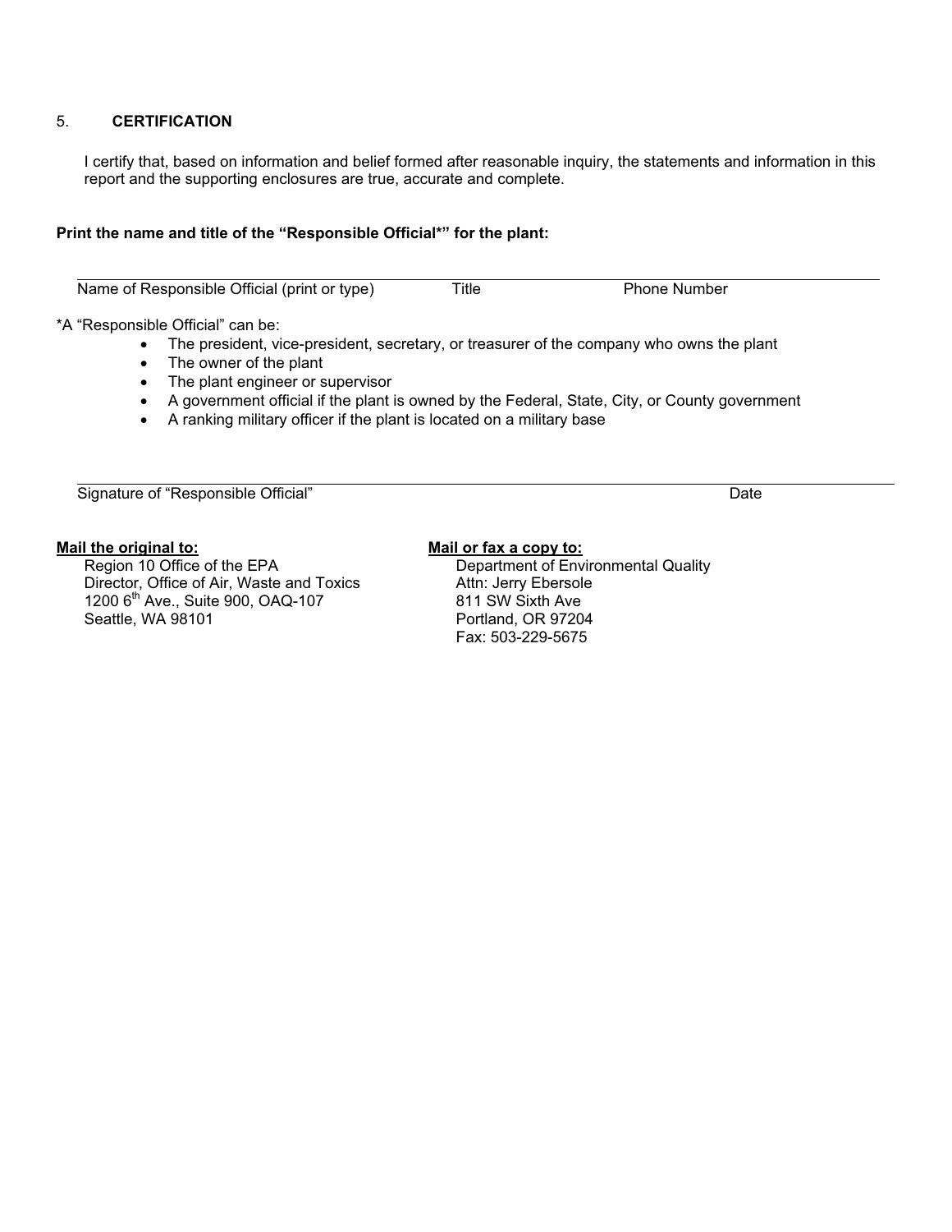## 5. CERTIFICATION

I certify that, based on information and belief formed after reasonable inquiry, the statements and information in this report and the supporting enclosures are true, accurate and complete.

**Print the name and title of the "Responsible Official*" for the plant:**

______________________________________________________________________

Name of Responsible Official (print or type)     Title     Phone Number

*A "Responsible Official" can be:

- The president, vice-president, secretary, or treasurer of the company who owns the plant
- The owner of the plant
- The plant engineer or supervisor
- A government official if the plant is owned by the Federal, State, City, or County government
- A ranking military officer if the plant is located on a military base

______________________________________________________________________

Signature of "Responsible Official"     Date

**Mail the original to:**

Region 10 Office of the EPA
Director, Office of Air, Waste and Toxics
1200 6th Ave., Suite 900, OAQ-107
Seattle, WA 98101

**Mail or fax a copy to:**

Department of Environmental Quality
Attn: Jerry Ebersole
811 SW Sixth Ave
Portland, OR 97204
Fax: 503-229-5675